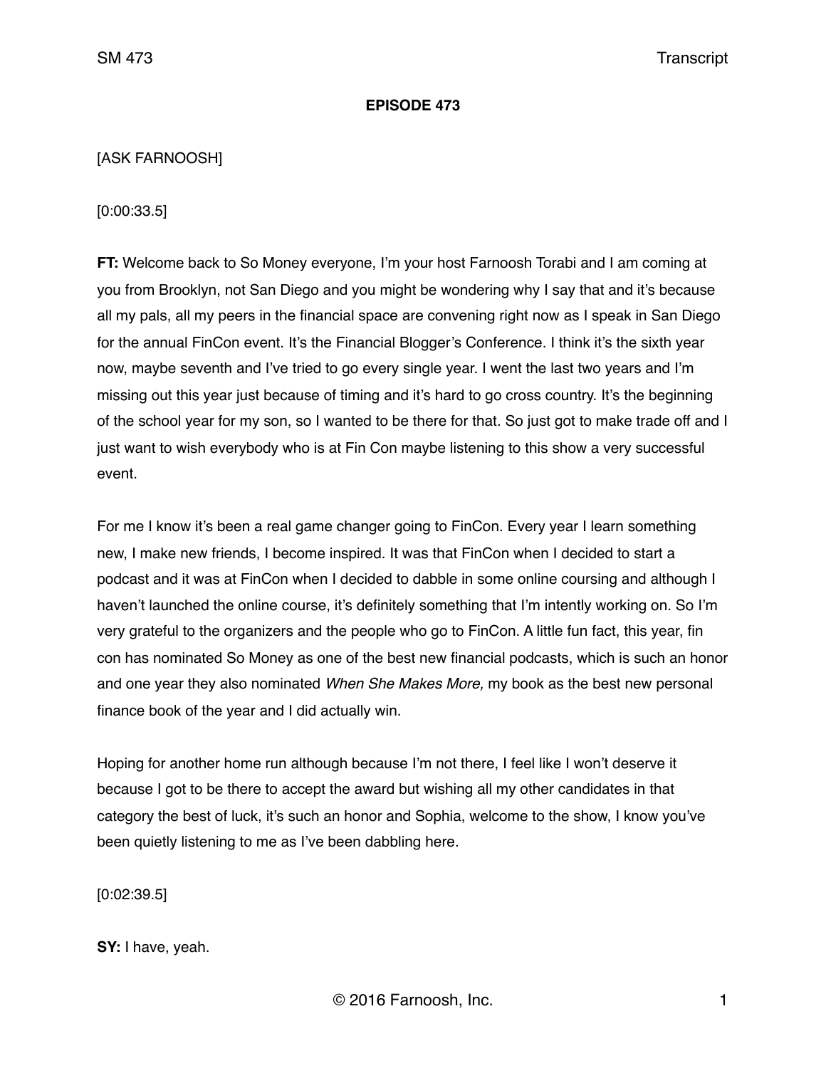**EPISODE 473**

[ASK FARNOOSH]

[0:00:33.5]

**FT:** Welcome back to So Money everyone, I'm your host Farnoosh Torabi and I am coming at you from Brooklyn, not San Diego and you might be wondering why I say that and it's because all my pals, all my peers in the financial space are convening right now as I speak in San Diego for the annual FinCon event. It's the Financial Blogger's Conference. I think it's the sixth year now, maybe seventh and I've tried to go every single year. I went the last two years and I'm missing out this year just because of timing and it's hard to go cross country. It's the beginning of the school year for my son, so I wanted to be there for that. So just got to make trade off and I just want to wish everybody who is at Fin Con maybe listening to this show a very successful event.

For me I know it's been a real game changer going to FinCon. Every year I learn something new, I make new friends, I become inspired. It was that FinCon when I decided to start a podcast and it was at FinCon when I decided to dabble in some online coursing and although I haven't launched the online course, it's definitely something that I'm intently working on. So I'm very grateful to the organizers and the people who go to FinCon. A little fun fact, this year, fin con has nominated So Money as one of the best new financial podcasts, which is such an honor and one year they also nominated *When She Makes More,* my book as the best new personal finance book of the year and I did actually win.

Hoping for another home run although because I'm not there, I feel like I won't deserve it because I got to be there to accept the award but wishing all my other candidates in that category the best of luck, it's such an honor and Sophia, welcome to the show, I know you've been quietly listening to me as I've been dabbling here.

[0:02:39.5]

**SY:** I have, yeah.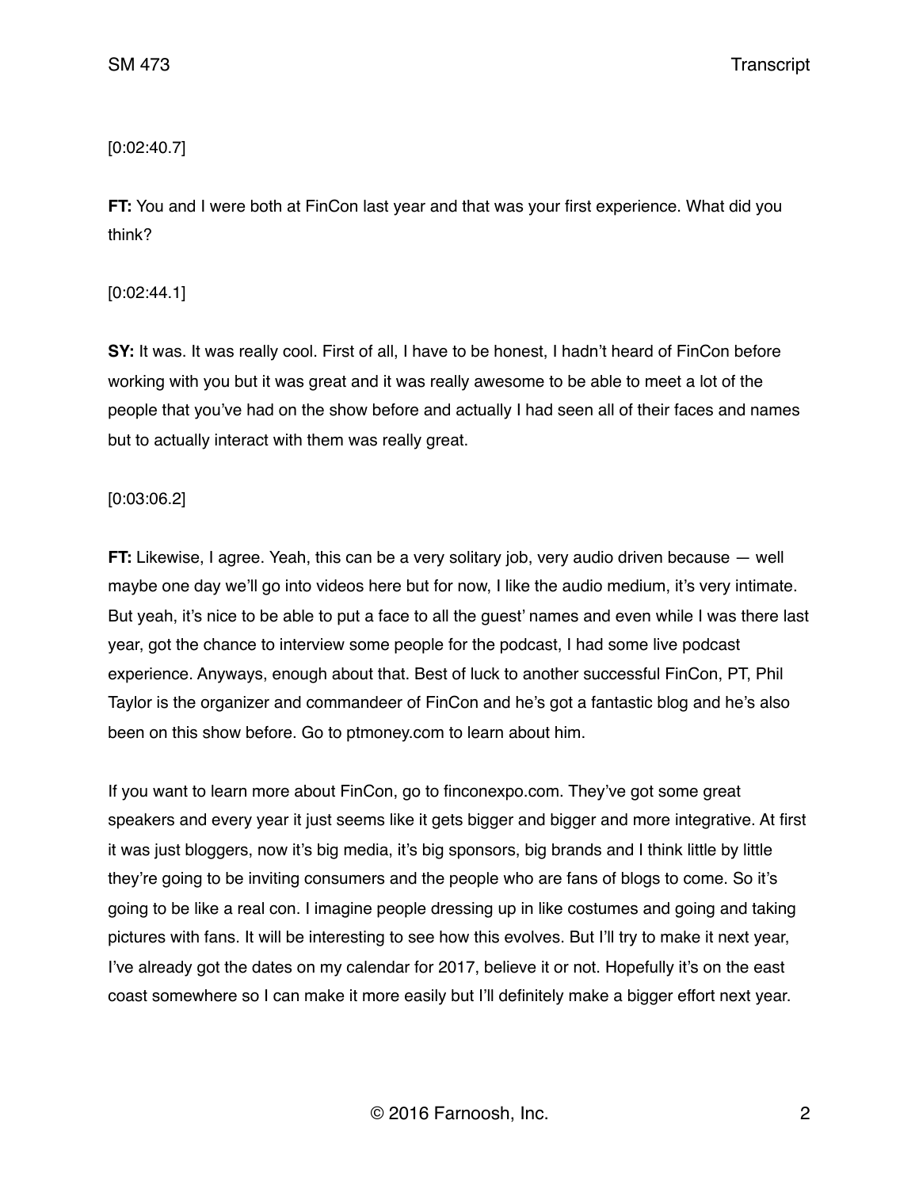[0:02:40.7]

**FT:** You and I were both at FinCon last year and that was your first experience. What did you think?

[0:02:44.1]

**SY:** It was. It was really cool. First of all, I have to be honest, I hadn't heard of FinCon before working with you but it was great and it was really awesome to be able to meet a lot of the people that you've had on the show before and actually I had seen all of their faces and names but to actually interact with them was really great.

[0:03:06.2]

**FT:** Likewise, I agree. Yeah, this can be a very solitary job, very audio driven because — well maybe one day we'll go into videos here but for now, I like the audio medium, it's very intimate. But yeah, it's nice to be able to put a face to all the guest' names and even while I was there last year, got the chance to interview some people for the podcast, I had some live podcast experience. Anyways, enough about that. Best of luck to another successful FinCon, PT, Phil Taylor is the organizer and commandeer of FinCon and he's got a fantastic blog and he's also been on this show before. Go to ptmoney.com to learn about him.

If you want to learn more about FinCon, go to finconexpo.com. They've got some great speakers and every year it just seems like it gets bigger and bigger and more integrative. At first it was just bloggers, now it's big media, it's big sponsors, big brands and I think little by little they're going to be inviting consumers and the people who are fans of blogs to come. So it's going to be like a real con. I imagine people dressing up in like costumes and going and taking pictures with fans. It will be interesting to see how this evolves. But I'll try to make it next year, I've already got the dates on my calendar for 2017, believe it or not. Hopefully it's on the east coast somewhere so I can make it more easily but I'll definitely make a bigger effort next year.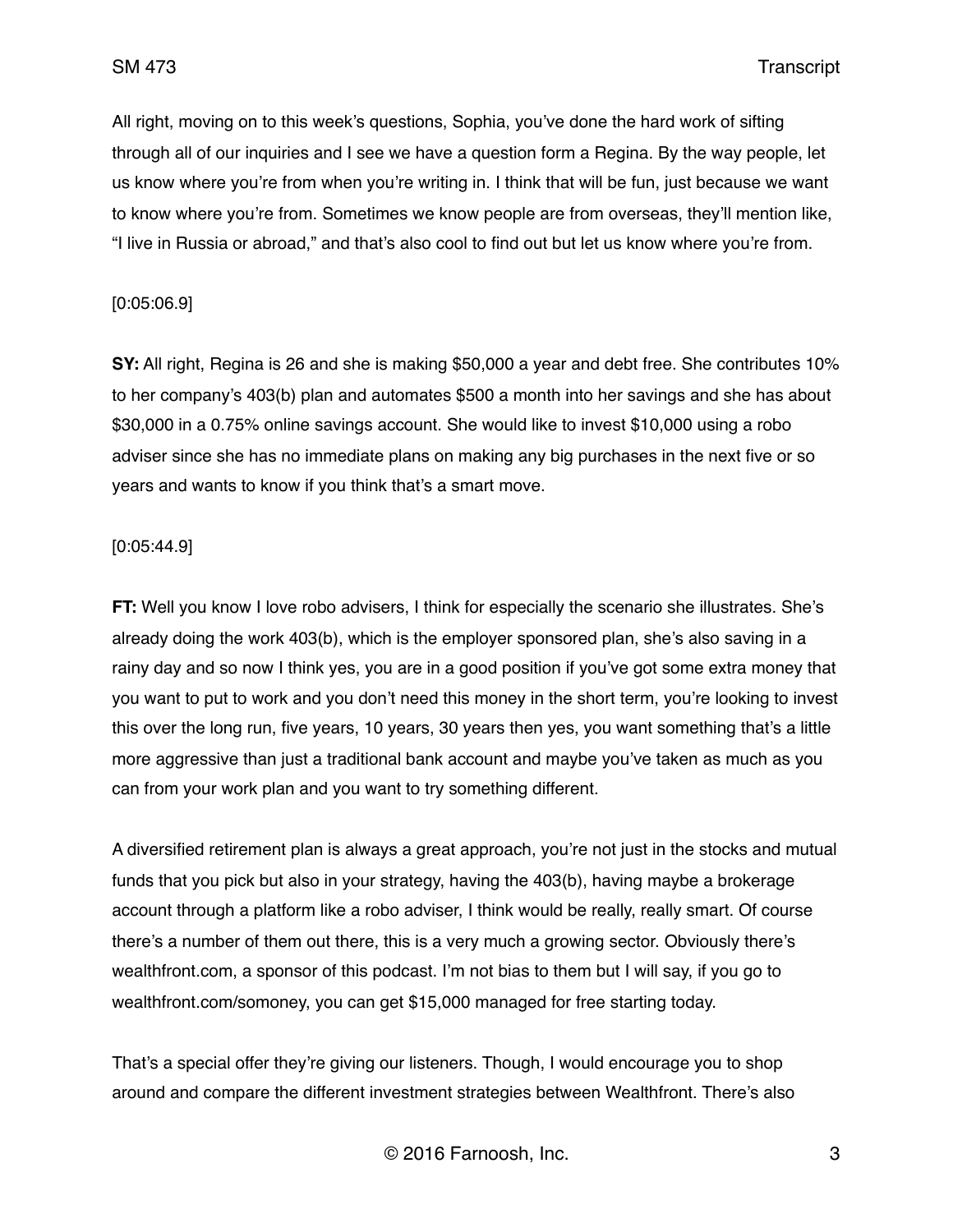All right, moving on to this week's questions, Sophia, you've done the hard work of sifting through all of our inquiries and I see we have a question form a Regina. By the way people, let us know where you're from when you're writing in. I think that will be fun, just because we want to know where you're from. Sometimes we know people are from overseas, they'll mention like, "I live in Russia or abroad," and that's also cool to find out but let us know where you're from.

[0:05:06.9]

**SY:** All right, Regina is 26 and she is making $50,000 a year and debt free. She contributes 10% to her company's 403(b) plan and automates $500 a month into her savings and she has about $30,000 in a 0.75% online savings account. She would like to invest $10,000 using a robo adviser since she has no immediate plans on making any big purchases in the next five or so years and wants to know if you think that's a smart move.

[0:05:44.9]

**FT:** Well you know I love robo advisers, I think for especially the scenario she illustrates. She's already doing the work 403(b), which is the employer sponsored plan, she's also saving in a rainy day and so now I think yes, you are in a good position if you've got some extra money that you want to put to work and you don't need this money in the short term, you're looking to invest this over the long run, five years, 10 years, 30 years then yes, you want something that's a little more aggressive than just a traditional bank account and maybe you've taken as much as you can from your work plan and you want to try something different.

A diversified retirement plan is always a great approach, you're not just in the stocks and mutual funds that you pick but also in your strategy, having the 403(b), having maybe a brokerage account through a platform like a robo adviser, I think would be really, really smart. Of course there's a number of them out there, this is a very much a growing sector. Obviously there's wealthfront.com, a sponsor of this podcast. I'm not bias to them but I will say, if you go to wealthfront.com/somoney, you can get $15,000 managed for free starting today.

That's a special offer they're giving our listeners. Though, I would encourage you to shop around and compare the different investment strategies between Wealthfront. There's also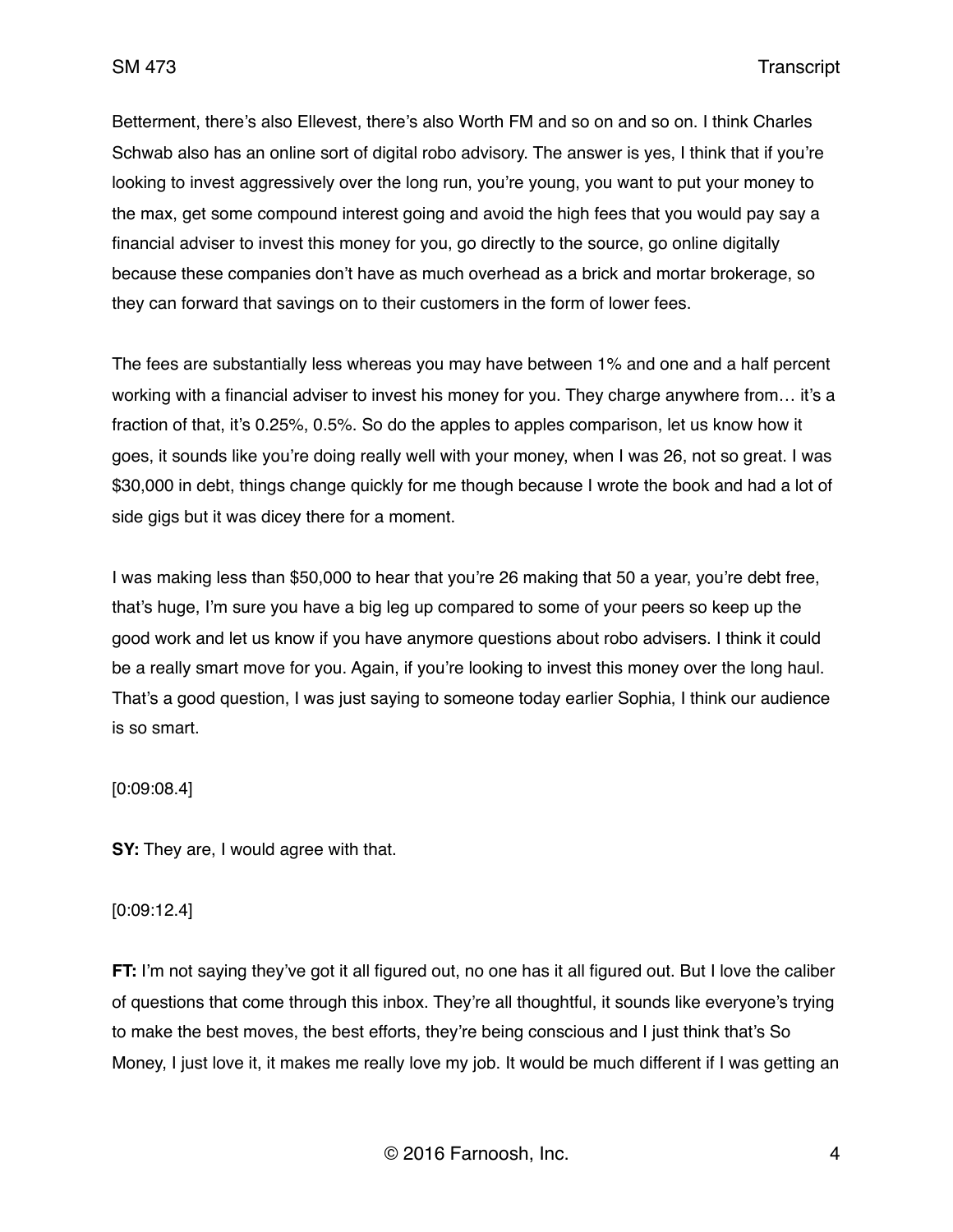Betterment, there's also Ellevest, there's also Worth FM and so on and so on. I think Charles Schwab also has an online sort of digital robo advisory. The answer is yes, I think that if you're looking to invest aggressively over the long run, you're young, you want to put your money to the max, get some compound interest going and avoid the high fees that you would pay say a financial adviser to invest this money for you, go directly to the source, go online digitally because these companies don't have as much overhead as a brick and mortar brokerage, so they can forward that savings on to their customers in the form of lower fees.

The fees are substantially less whereas you may have between 1% and one and a half percent working with a financial adviser to invest his money for you. They charge anywhere from… it's a fraction of that, it's 0.25%, 0.5%. So do the apples to apples comparison, let us know how it goes, it sounds like you're doing really well with your money, when I was 26, not so great. I was $30,000 in debt, things change quickly for me though because I wrote the book and had a lot of side gigs but it was dicey there for a moment.

I was making less than $50,000 to hear that you're 26 making that 50 a year, you're debt free, that's huge, I'm sure you have a big leg up compared to some of your peers so keep up the good work and let us know if you have anymore questions about robo advisers. I think it could be a really smart move for you. Again, if you're looking to invest this money over the long haul. That's a good question, I was just saying to someone today earlier Sophia, I think our audience is so smart.

[0:09:08.4]

**SY:** They are, I would agree with that.

[0:09:12.4]

**FT:** I'm not saying they've got it all figured out, no one has it all figured out. But I love the caliber of questions that come through this inbox. They're all thoughtful, it sounds like everyone's trying to make the best moves, the best efforts, they're being conscious and I just think that's So Money, I just love it, it makes me really love my job. It would be much different if I was getting an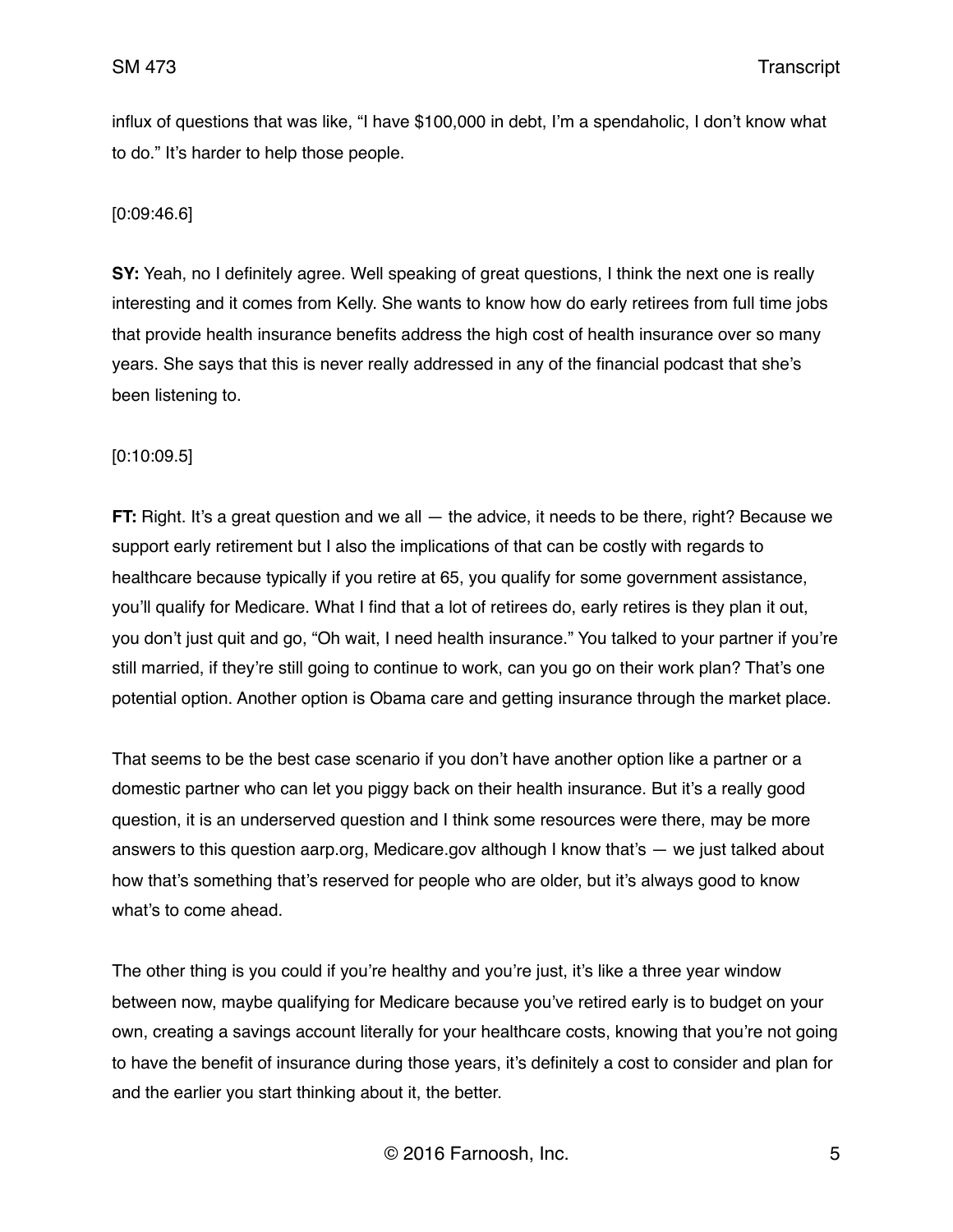influx of questions that was like, "I have $100,000 in debt, I'm a spendaholic, I don't know what to do." It's harder to help those people.

[0:09:46.6]

**SY:** Yeah, no I definitely agree. Well speaking of great questions, I think the next one is really interesting and it comes from Kelly. She wants to know how do early retirees from full time jobs that provide health insurance benefits address the high cost of health insurance over so many years. She says that this is never really addressed in any of the financial podcast that she's been listening to.

[0:10:09.5]

**FT:** Right. It's a great question and we all — the advice, it needs to be there, right? Because we support early retirement but I also the implications of that can be costly with regards to healthcare because typically if you retire at 65, you qualify for some government assistance, you'll qualify for Medicare. What I find that a lot of retirees do, early retires is they plan it out, you don't just quit and go, "Oh wait, I need health insurance." You talked to your partner if you're still married, if they're still going to continue to work, can you go on their work plan? That's one potential option. Another option is Obama care and getting insurance through the market place.

That seems to be the best case scenario if you don't have another option like a partner or a domestic partner who can let you piggy back on their health insurance. But it's a really good question, it is an underserved question and I think some resources were there, may be more answers to this question aarp.org, Medicare.gov although I know that's — we just talked about how that's something that's reserved for people who are older, but it's always good to know what's to come ahead.

The other thing is you could if you're healthy and you're just, it's like a three year window between now, maybe qualifying for Medicare because you've retired early is to budget on your own, creating a savings account literally for your healthcare costs, knowing that you're not going to have the benefit of insurance during those years, it's definitely a cost to consider and plan for and the earlier you start thinking about it, the better.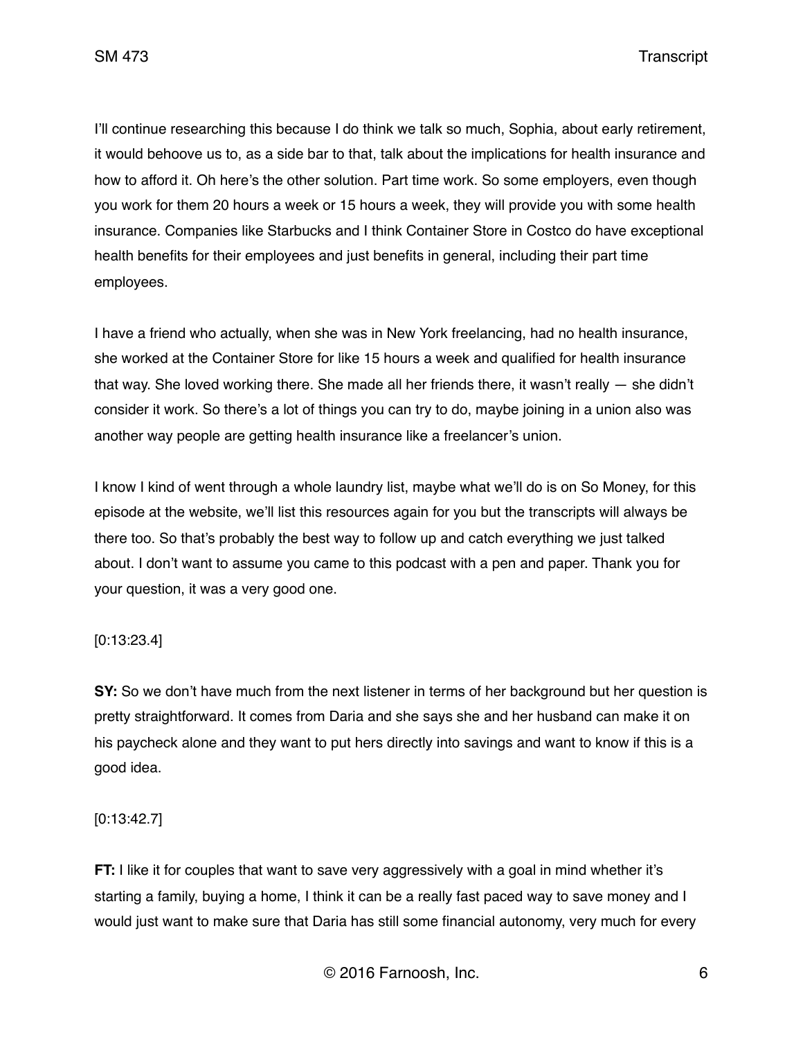I'll continue researching this because I do think we talk so much, Sophia, about early retirement, it would behoove us to, as a side bar to that, talk about the implications for health insurance and how to afford it. Oh here's the other solution. Part time work. So some employers, even though you work for them 20 hours a week or 15 hours a week, they will provide you with some health insurance. Companies like Starbucks and I think Container Store in Costco do have exceptional health benefits for their employees and just benefits in general, including their part time employees.

I have a friend who actually, when she was in New York freelancing, had no health insurance, she worked at the Container Store for like 15 hours a week and qualified for health insurance that way. She loved working there. She made all her friends there, it wasn't really — she didn't consider it work. So there's a lot of things you can try to do, maybe joining in a union also was another way people are getting health insurance like a freelancer's union.

I know I kind of went through a whole laundry list, maybe what we'll do is on So Money, for this episode at the website, we'll list this resources again for you but the transcripts will always be there too. So that's probably the best way to follow up and catch everything we just talked about. I don't want to assume you came to this podcast with a pen and paper. Thank you for your question, it was a very good one.

[0:13:23.4]

**SY:** So we don't have much from the next listener in terms of her background but her question is pretty straightforward. It comes from Daria and she says she and her husband can make it on his paycheck alone and they want to put hers directly into savings and want to know if this is a good idea.

[0:13:42.7]

**FT:** I like it for couples that want to save very aggressively with a goal in mind whether it's starting a family, buying a home, I think it can be a really fast paced way to save money and I would just want to make sure that Daria has still some financial autonomy, very much for every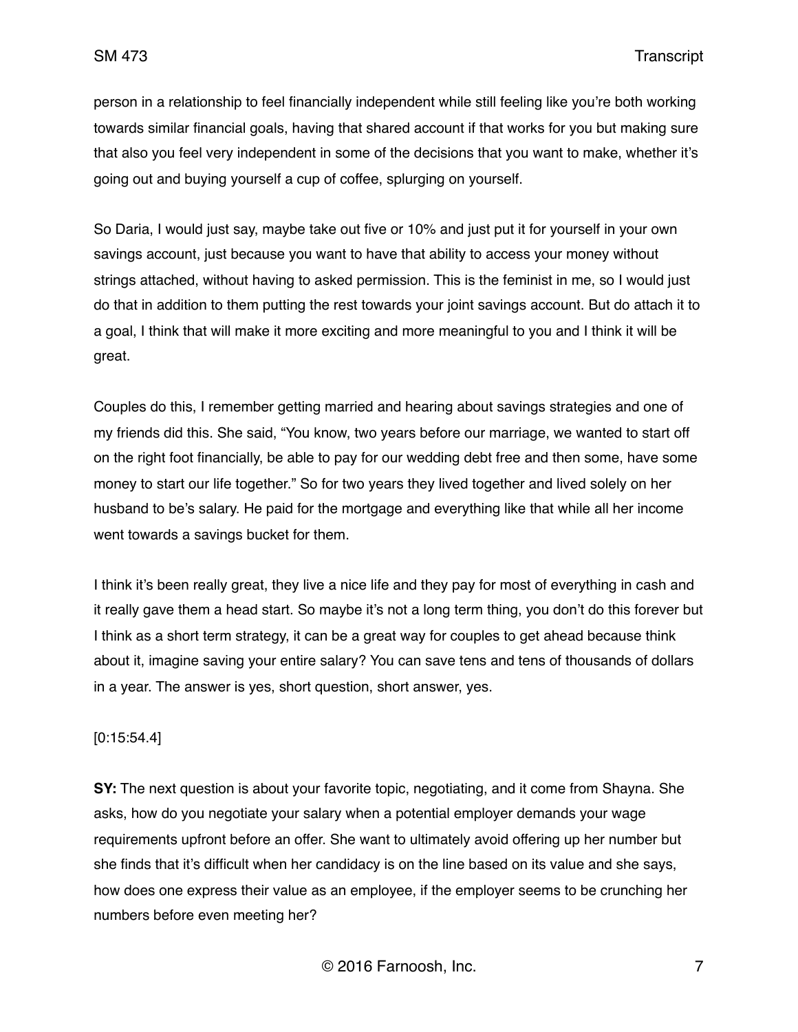person in a relationship to feel financially independent while still feeling like you're both working towards similar financial goals, having that shared account if that works for you but making sure that also you feel very independent in some of the decisions that you want to make, whether it's going out and buying yourself a cup of coffee, splurging on yourself.

So Daria, I would just say, maybe take out five or 10% and just put it for yourself in your own savings account, just because you want to have that ability to access your money without strings attached, without having to asked permission. This is the feminist in me, so I would just do that in addition to them putting the rest towards your joint savings account. But do attach it to a goal, I think that will make it more exciting and more meaningful to you and I think it will be great.

Couples do this, I remember getting married and hearing about savings strategies and one of my friends did this. She said, "You know, two years before our marriage, we wanted to start off on the right foot financially, be able to pay for our wedding debt free and then some, have some money to start our life together." So for two years they lived together and lived solely on her husband to be's salary. He paid for the mortgage and everything like that while all her income went towards a savings bucket for them.

I think it's been really great, they live a nice life and they pay for most of everything in cash and it really gave them a head start. So maybe it's not a long term thing, you don't do this forever but I think as a short term strategy, it can be a great way for couples to get ahead because think about it, imagine saving your entire salary? You can save tens and tens of thousands of dollars in a year. The answer is yes, short question, short answer, yes.

[0:15:54.4]

**SY:** The next question is about your favorite topic, negotiating, and it come from Shayna. She asks, how do you negotiate your salary when a potential employer demands your wage requirements upfront before an offer. She want to ultimately avoid offering up her number but she finds that it's difficult when her candidacy is on the line based on its value and she says, how does one express their value as an employee, if the employer seems to be crunching her numbers before even meeting her?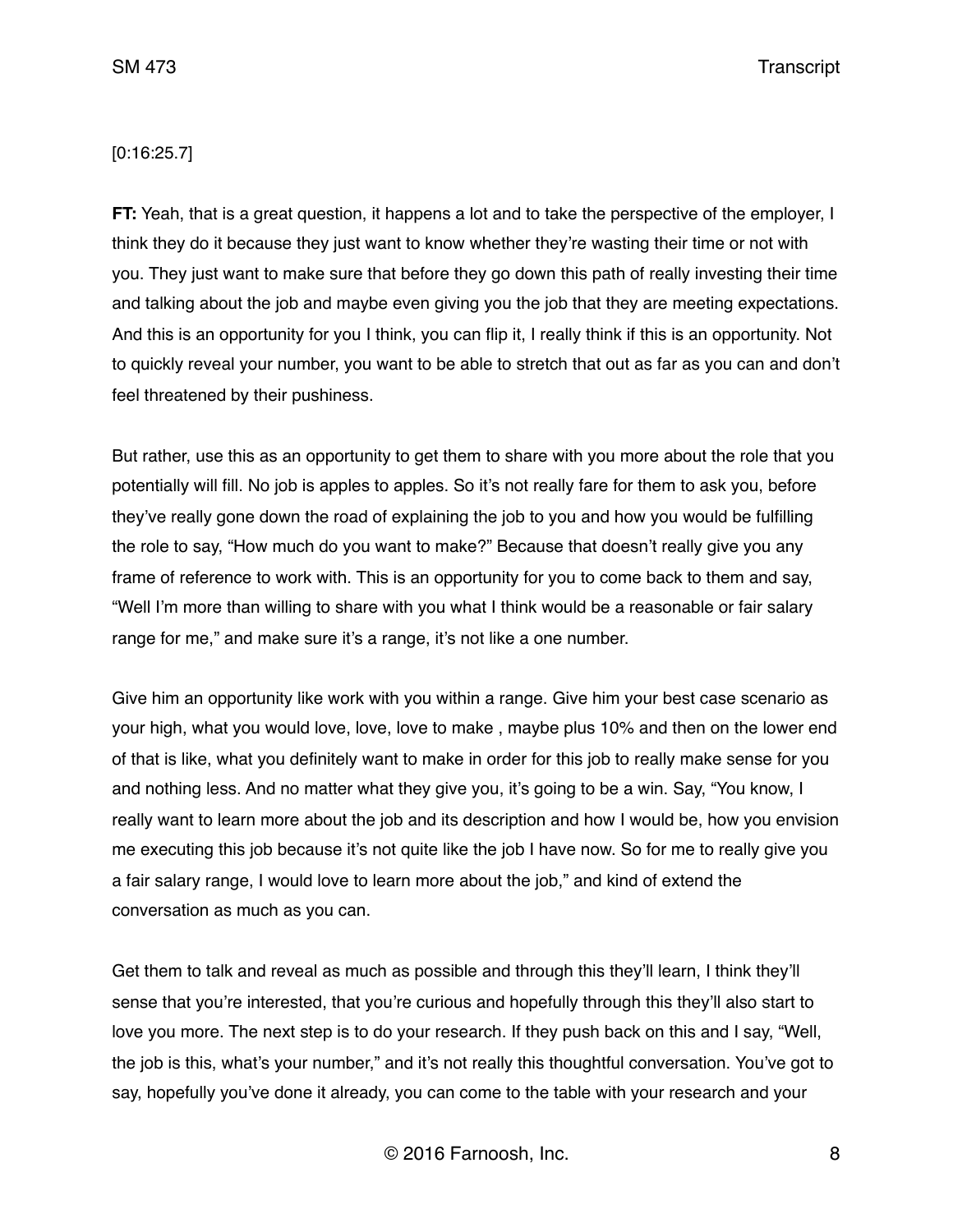[0:16:25.7]

**FT:** Yeah, that is a great question, it happens a lot and to take the perspective of the employer, I think they do it because they just want to know whether they're wasting their time or not with you. They just want to make sure that before they go down this path of really investing their time and talking about the job and maybe even giving you the job that they are meeting expectations. And this is an opportunity for you I think, you can flip it, I really think if this is an opportunity. Not to quickly reveal your number, you want to be able to stretch that out as far as you can and don't feel threatened by their pushiness.

But rather, use this as an opportunity to get them to share with you more about the role that you potentially will fill. No job is apples to apples. So it's not really fare for them to ask you, before they've really gone down the road of explaining the job to you and how you would be fulfilling the role to say, "How much do you want to make?" Because that doesn't really give you any frame of reference to work with. This is an opportunity for you to come back to them and say, "Well I'm more than willing to share with you what I think would be a reasonable or fair salary range for me," and make sure it's a range, it's not like a one number.

Give him an opportunity like work with you within a range. Give him your best case scenario as your high, what you would love, love, love to make , maybe plus 10% and then on the lower end of that is like, what you definitely want to make in order for this job to really make sense for you and nothing less. And no matter what they give you, it's going to be a win. Say, "You know, I really want to learn more about the job and its description and how I would be, how you envision me executing this job because it's not quite like the job I have now. So for me to really give you a fair salary range, I would love to learn more about the job," and kind of extend the conversation as much as you can.

Get them to talk and reveal as much as possible and through this they'll learn, I think they'll sense that you're interested, that you're curious and hopefully through this they'll also start to love you more. The next step is to do your research. If they push back on this and I say, "Well, the job is this, what's your number," and it's not really this thoughtful conversation. You've got to say, hopefully you've done it already, you can come to the table with your research and your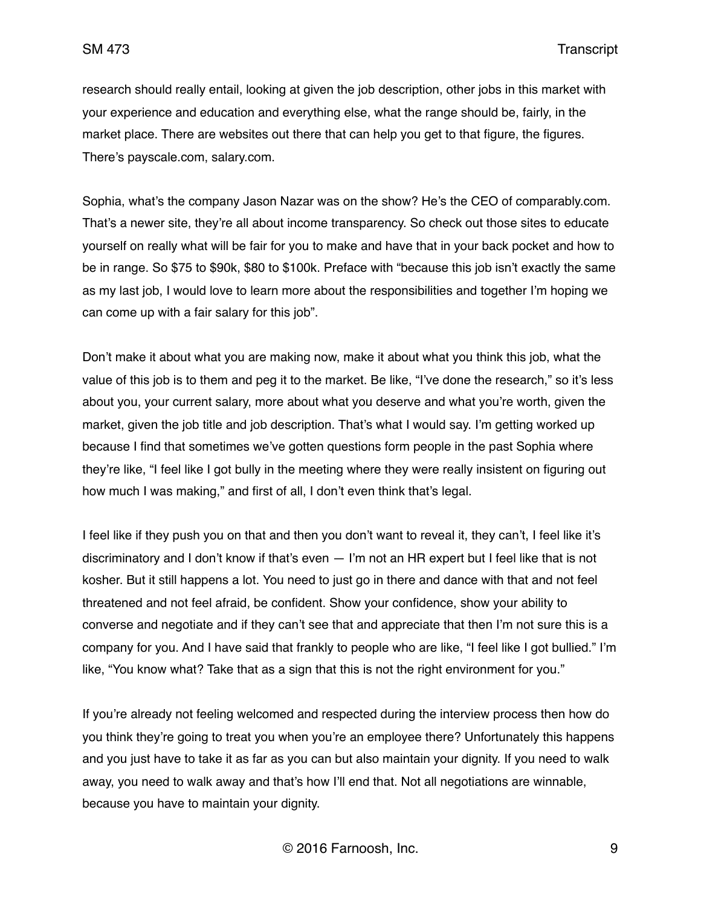research should really entail, looking at given the job description, other jobs in this market with your experience and education and everything else, what the range should be, fairly, in the market place. There are websites out there that can help you get to that figure, the figures. There's payscale.com, salary.com.

Sophia, what's the company Jason Nazar was on the show? He's the CEO of comparably.com. That's a newer site, they're all about income transparency. So check out those sites to educate yourself on really what will be fair for you to make and have that in your back pocket and how to be in range. So $75 to $90k, $80 to $100k. Preface with "because this job isn't exactly the same as my last job, I would love to learn more about the responsibilities and together I'm hoping we can come up with a fair salary for this job".

Don't make it about what you are making now, make it about what you think this job, what the value of this job is to them and peg it to the market. Be like, "I've done the research," so it's less about you, your current salary, more about what you deserve and what you're worth, given the market, given the job title and job description. That's what I would say. I'm getting worked up because I find that sometimes we've gotten questions form people in the past Sophia where they're like, "I feel like I got bully in the meeting where they were really insistent on figuring out how much I was making," and first of all, I don't even think that's legal.

I feel like if they push you on that and then you don't want to reveal it, they can't, I feel like it's discriminatory and I don't know if that's even — I'm not an HR expert but I feel like that is not kosher. But it still happens a lot. You need to just go in there and dance with that and not feel threatened and not feel afraid, be confident. Show your confidence, show your ability to converse and negotiate and if they can't see that and appreciate that then I'm not sure this is a company for you. And I have said that frankly to people who are like, "I feel like I got bullied." I'm like, "You know what? Take that as a sign that this is not the right environment for you."

If you're already not feeling welcomed and respected during the interview process then how do you think they're going to treat you when you're an employee there? Unfortunately this happens and you just have to take it as far as you can but also maintain your dignity. If you need to walk away, you need to walk away and that's how I'll end that. Not all negotiations are winnable, because you have to maintain your dignity.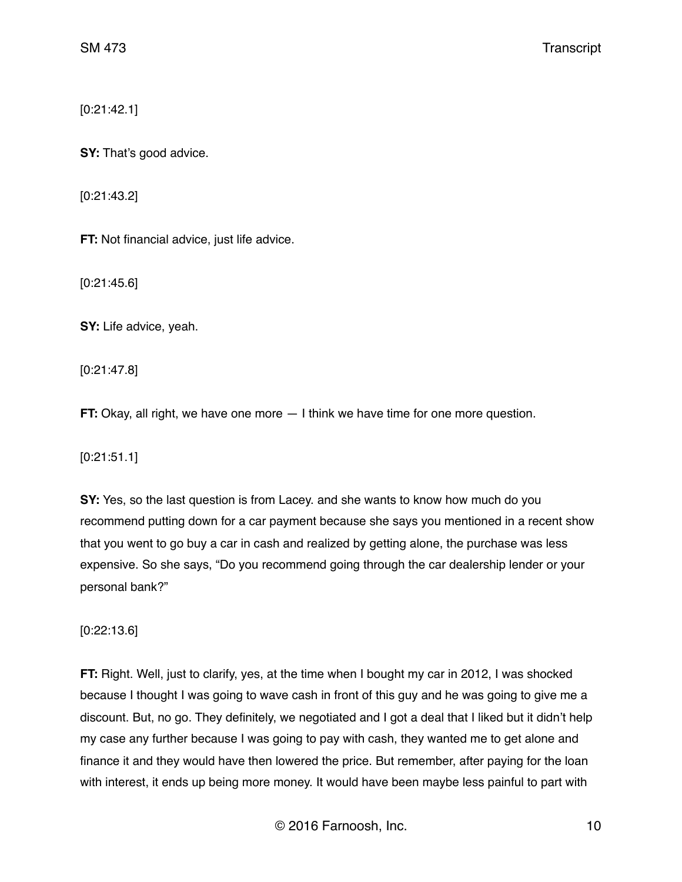[0:21:42.1]

**SY:** That's good advice.

[0:21:43.2]

**FT:** Not financial advice, just life advice.

[0:21:45.6]

**SY:** Life advice, yeah.

[0:21:47.8]

**FT:** Okay, all right, we have one more — I think we have time for one more question.

[0:21:51.1]

**SY:** Yes, so the last question is from Lacey. and she wants to know how much do you recommend putting down for a car payment because she says you mentioned in a recent show that you went to go buy a car in cash and realized by getting alone, the purchase was less expensive. So she says, "Do you recommend going through the car dealership lender or your personal bank?"

[0:22:13.6]

**FT:** Right. Well, just to clarify, yes, at the time when I bought my car in 2012, I was shocked because I thought I was going to wave cash in front of this guy and he was going to give me a discount. But, no go. They definitely, we negotiated and I got a deal that I liked but it didn't help my case any further because I was going to pay with cash, they wanted me to get alone and finance it and they would have then lowered the price. But remember, after paying for the loan with interest, it ends up being more money. It would have been maybe less painful to part with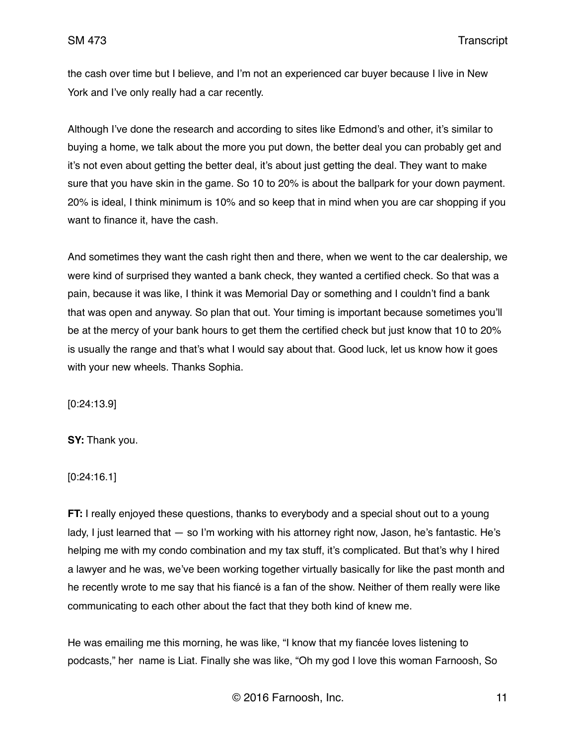the cash over time but I believe, and I'm not an experienced car buyer because I live in New York and I've only really had a car recently.

Although I've done the research and according to sites like Edmond's and other, it's similar to buying a home, we talk about the more you put down, the better deal you can probably get and it's not even about getting the better deal, it's about just getting the deal. They want to make sure that you have skin in the game. So 10 to 20% is about the ballpark for your down payment. 20% is ideal, I think minimum is 10% and so keep that in mind when you are car shopping if you want to finance it, have the cash.

And sometimes they want the cash right then and there, when we went to the car dealership, we were kind of surprised they wanted a bank check, they wanted a certified check. So that was a pain, because it was like, I think it was Memorial Day or something and I couldn't find a bank that was open and anyway. So plan that out. Your timing is important because sometimes you'll be at the mercy of your bank hours to get them the certified check but just know that 10 to 20% is usually the range and that's what I would say about that. Good luck, let us know how it goes with your new wheels. Thanks Sophia.

[0:24:13.9]

**SY:** Thank you.

[0:24:16.1]

**FT:** I really enjoyed these questions, thanks to everybody and a special shout out to a young lady, I just learned that — so I'm working with his attorney right now, Jason, he's fantastic. He's helping me with my condo combination and my tax stuff, it's complicated. But that's why I hired a lawyer and he was, we've been working together virtually basically for like the past month and he recently wrote to me say that his fiancé is a fan of the show. Neither of them really were like communicating to each other about the fact that they both kind of knew me.

He was emailing me this morning, he was like, "I know that my fiancée loves listening to podcasts," her name is Liat. Finally she was like, "Oh my god I love this woman Farnoosh, So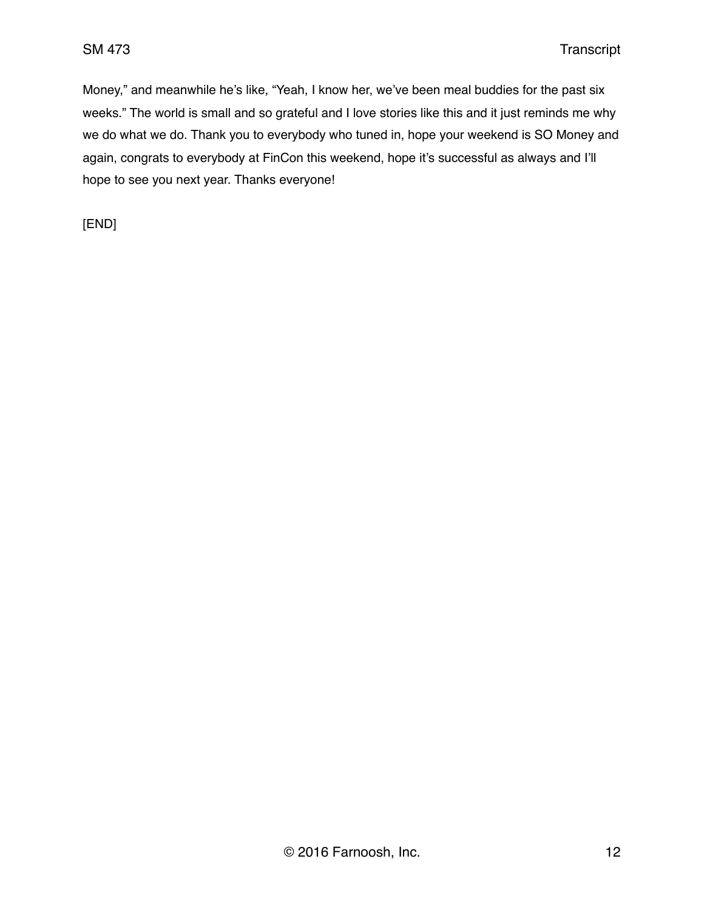Money," and meanwhile he's like, "Yeah, I know her, we've been meal buddies for the past six weeks." The world is small and so grateful and I love stories like this and it just reminds me why we do what we do. Thank you to everybody who tuned in, hope your weekend is SO Money and again, congrats to everybody at FinCon this weekend, hope it's successful as always and I'll hope to see you next year. Thanks everyone!

[END]